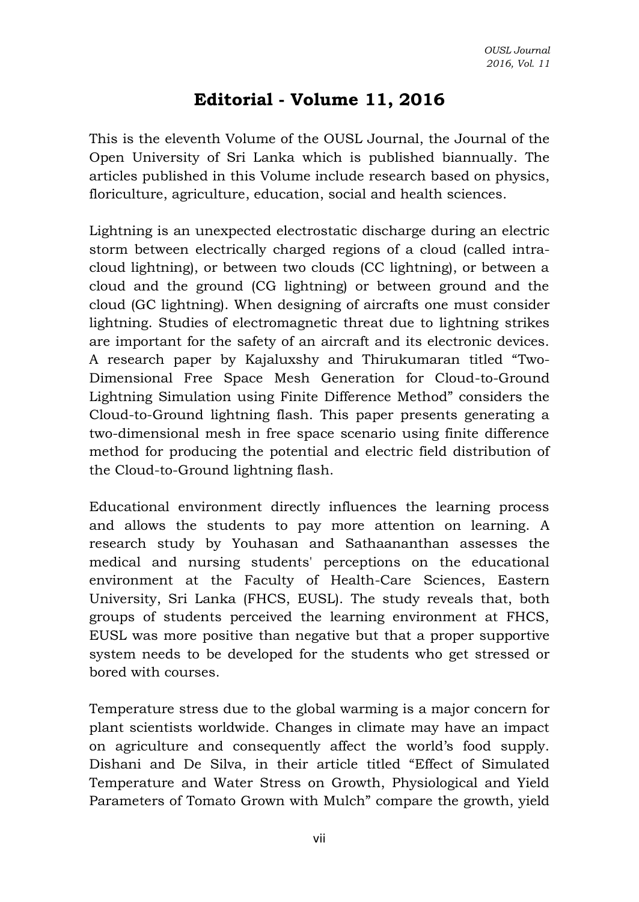# Editorial - Volume 11, 2016

This is the eleventh Volume of the OUSL Journal, the Journal of the Open University of Sri Lanka which is published biannually. The articles published in this Volume include research based on physics, floriculture, agriculture, education, social and health sciences.

Lightning is an unexpected electrostatic discharge during an electric storm between electrically charged regions of a cloud (called intra-cloud lightning), or between two clouds (CC lightning), or between a cloud and the ground (CG lightning) or between ground and the cloud (GC lightning). When designing of aircrafts one must consider lightning. Studies of electromagnetic threat due to lightning strikes are important for the safety of an aircraft and its electronic devices. A research paper by Kajaluxshy and Thirukumaran titled "Two-Dimensional Free Space Mesh Generation for Cloud-to-Ground Lightning Simulation using Finite Difference Method" considers the Cloud-to-Ground lightning flash. This paper presents generating a two-dimensional mesh in free space scenario using finite difference method for producing the potential and electric field distribution of the Cloud-to-Ground lightning flash.

Educational environment directly influences the learning process and allows the students to pay more attention on learning. A research study by Youhasan and Sathaananthan assesses the medical and nursing students' perceptions on the educational environment at the Faculty of Health-Care Sciences, Eastern University, Sri Lanka (FHCS, EUSL). The study reveals that, both groups of students perceived the learning environment at FHCS, EUSL was more positive than negative but that a proper supportive system needs to be developed for the students who get stressed or bored with courses.

Temperature stress due to the global warming is a major concern for plant scientists worldwide. Changes in climate may have an impact on agriculture and consequently affect the world's food supply. Dishani and De Silva, in their article titled "Effect of Simulated Temperature and Water Stress on Growth, Physiological and Yield Parameters of Tomato Grown with Mulch" compare the growth, yield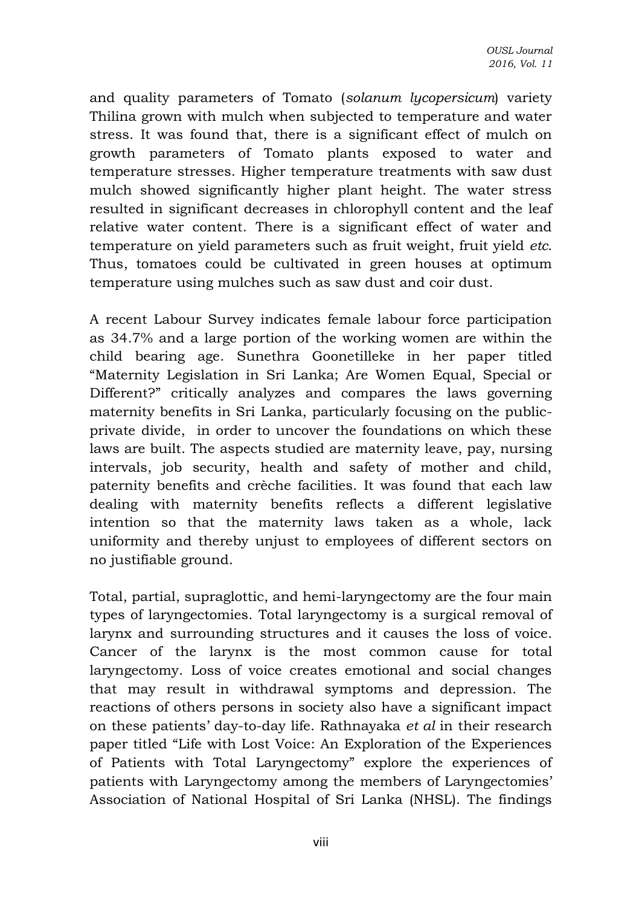and quality parameters of Tomato (*solanum lycopersicum*) variety Thilina grown with mulch when subjected to temperature and water stress. It was found that, there is a significant effect of mulch on growth parameters of Tomato plants exposed to water and temperature stresses. Higher temperature treatments with saw dust mulch showed significantly higher plant height. The water stress resulted in significant decreases in chlorophyll content and the leaf relative water content. There is a significant effect of water and temperature on yield parameters such as fruit weight, fruit yield *etc*. Thus, tomatoes could be cultivated in green houses at optimum temperature using mulches such as saw dust and coir dust.

A recent Labour Survey indicates female labour force participation as 34.7% and a large portion of the working women are within the child bearing age. Sunethra Goonetilleke in her paper titled "Maternity Legislation in Sri Lanka; Are Women Equal, Special or Different?" critically analyzes and compares the laws governing maternity benefits in Sri Lanka, particularly focusing on the public-private divide, in order to uncover the foundations on which these laws are built. The aspects studied are maternity leave, pay, nursing intervals, job security, health and safety of mother and child, paternity benefits and crèche facilities. It was found that each law dealing with maternity benefits reflects a different legislative intention so that the maternity laws taken as a whole, lack uniformity and thereby unjust to employees of different sectors on no justifiable ground.

Total, partial, supraglottic, and hemi-laryngectomy are the four main types of laryngectomies. Total laryngectomy is a surgical removal of larynx and surrounding structures and it causes the loss of voice. Cancer of the larynx is the most common cause for total laryngectomy. Loss of voice creates emotional and social changes that may result in withdrawal symptoms and depression. The reactions of others persons in society also have a significant impact on these patients' day-to-day life. Rathnayaka *et al* in their research paper titled "Life with Lost Voice: An Exploration of the Experiences of Patients with Total Laryngectomy" explore the experiences of patients with Laryngectomy among the members of Laryngectomies' Association of National Hospital of Sri Lanka (NHSL). The findings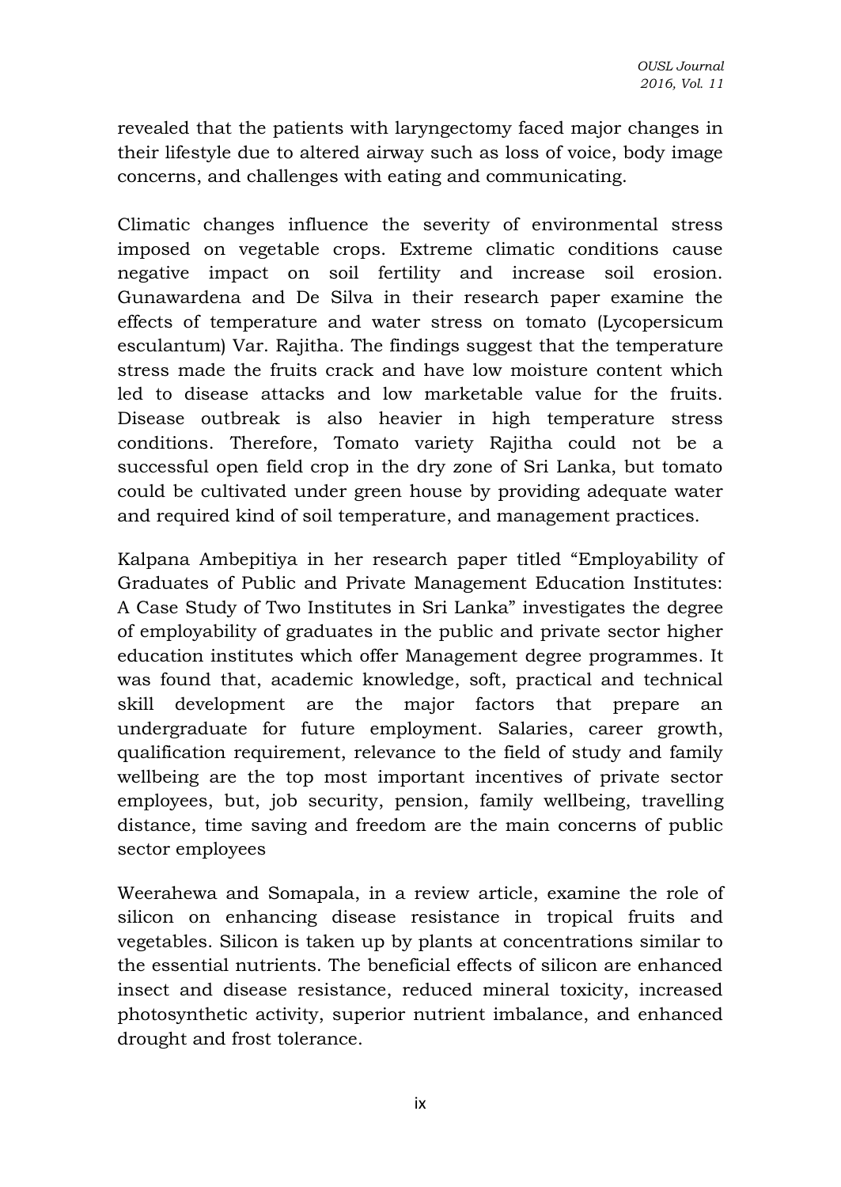revealed that the patients with laryngectomy faced major changes in their lifestyle due to altered airway such as loss of voice, body image concerns, and challenges with eating and communicating.

Climatic changes influence the severity of environmental stress imposed on vegetable crops. Extreme climatic conditions cause negative impact on soil fertility and increase soil erosion. Gunawardena and De Silva in their research paper examine the effects of temperature and water stress on tomato (Lycopersicum esculantum) Var. Rajitha. The findings suggest that the temperature stress made the fruits crack and have low moisture content which led to disease attacks and low marketable value for the fruits. Disease outbreak is also heavier in high temperature stress conditions. Therefore, Tomato variety Rajitha could not be a successful open field crop in the dry zone of Sri Lanka, but tomato could be cultivated under green house by providing adequate water and required kind of soil temperature, and management practices.

Kalpana Ambepitiya in her research paper titled "Employability of Graduates of Public and Private Management Education Institutes: A Case Study of Two Institutes in Sri Lanka" investigates the degree of employability of graduates in the public and private sector higher education institutes which offer Management degree programmes. It was found that, academic knowledge, soft, practical and technical skill development are the major factors that prepare an undergraduate for future employment. Salaries, career growth, qualification requirement, relevance to the field of study and family wellbeing are the top most important incentives of private sector employees, but, job security, pension, family wellbeing, travelling distance, time saving and freedom are the main concerns of public sector employees

Weerahewa and Somapala, in a review article, examine the role of silicon on enhancing disease resistance in tropical fruits and vegetables. Silicon is taken up by plants at concentrations similar to the essential nutrients. The beneficial effects of silicon are enhanced insect and disease resistance, reduced mineral toxicity, increased photosynthetic activity, superior nutrient imbalance, and enhanced drought and frost tolerance.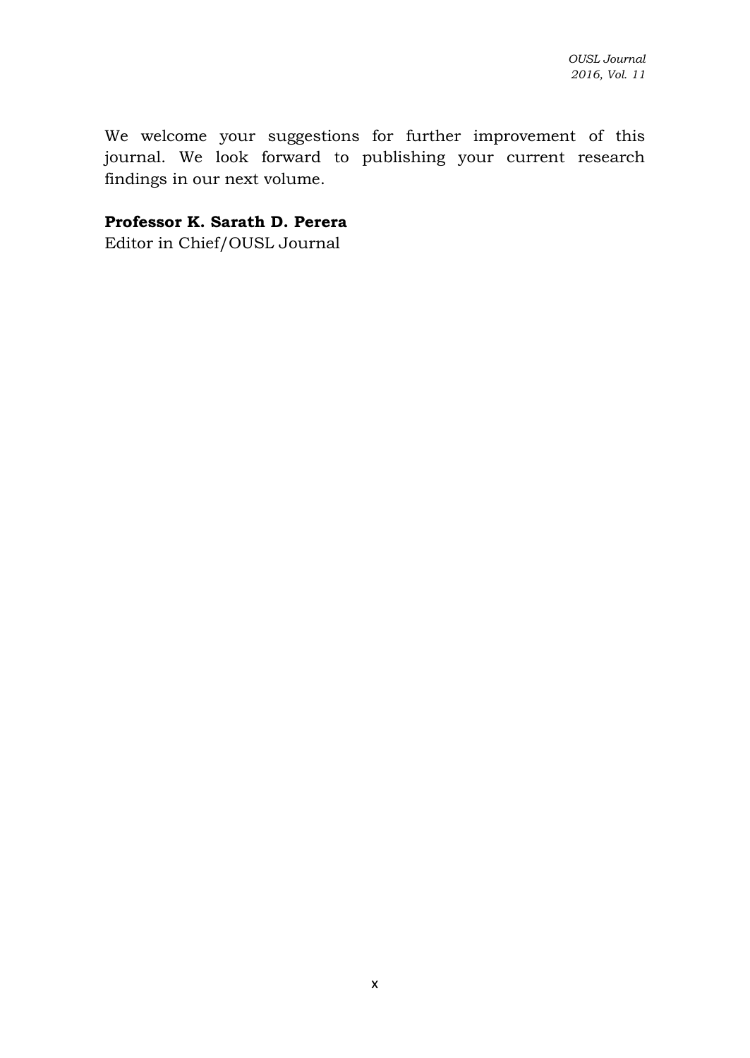We welcome your suggestions for further improvement of this journal. We look forward to publishing your current research findings in our next volume.

**Professor K. Sarath D. Perera**
Editor in Chief/OUSL Journal